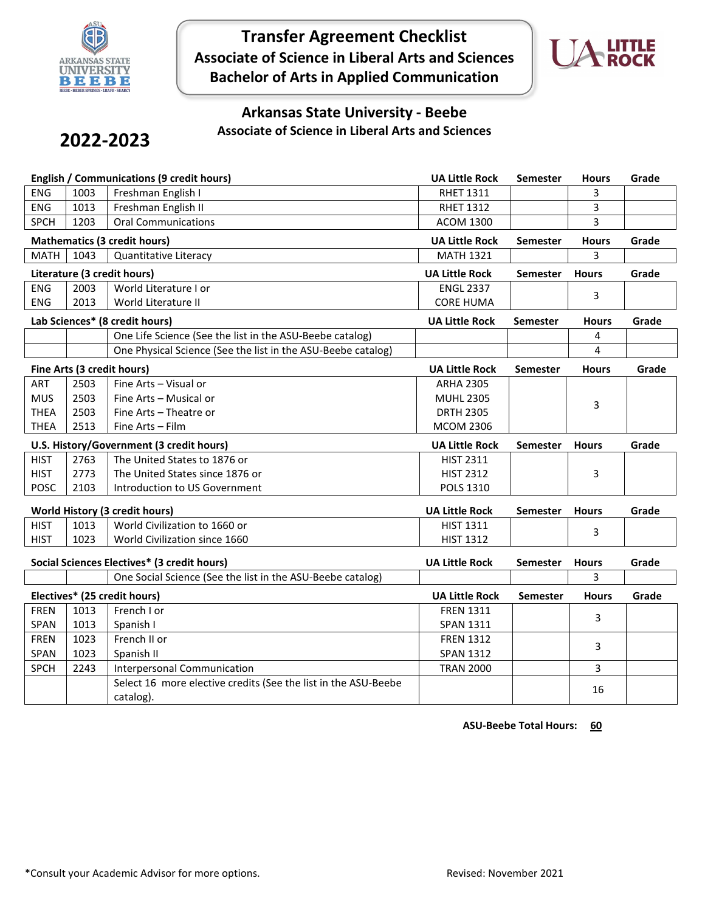# Transfer Agreement Checklist
## Associate of Science in Liberal Arts and Sciences
## Bachelor of Arts in Applied Communication

### Arkansas State University - Beebe
**Associate of Science in Liberal Arts and Sciences**

## 2022-2023

| English / Communications (9 credit hours) | | | UA Little Rock | Semester | Hours | Grade |
|---|---|---|---|---|---|---|
| ENG | 1003 | Freshman English I | RHET 1311 | | 3 | |
| ENG | 1013 | Freshman English II | RHET 1312 | | 3 | |
| SPCH | 1203 | Oral Communications | ACOM 1300 | | 3 | |

| Mathematics (3 credit hours) | | | UA Little Rock | Semester | Hours | Grade |
|---|---|---|---|---|---|---|
| MATH | 1043 | Quantitative Literacy | MATH 1321 | | 3 | |

| Literature (3 credit hours) | | | UA Little Rock | Semester | Hours | Grade |
|---|---|---|---|---|---|---|
| ENG | 2003 | World Literature I or | ENGL 2337 | | 3 | |
| ENG | 2013 | World Literature II | CORE HUMA | | | |

| Lab Sciences* (8 credit hours) | | | UA Little Rock | Semester | Hours | Grade |
|---|---|---|---|---|---|---|
| | | One Life Science (See the list in the ASU-Beebe catalog) | | | 4 | |
| | | One Physical Science (See the list in the ASU-Beebe catalog) | | | 4 | |

| Fine Arts (3 credit hours) | | | UA Little Rock | Semester | Hours | Grade |
|---|---|---|---|---|---|---|
| ART | 2503 | Fine Arts – Visual or | ARHA 2305 | | 3 | |
| MUS | 2503 | Fine Arts – Musical or | MUHL 2305 | | | |
| THEA | 2503 | Fine Arts – Theatre or | DRTH 2305 | | | |
| THEA | 2513 | Fine Arts – Film | MCOM 2306 | | | |

| U.S. History/Government (3 credit hours) | | | UA Little Rock | Semester | Hours | Grade |
|---|---|---|---|---|---|---|
| HIST | 2763 | The United States to 1876 or | HIST 2311 | | 3 | |
| HIST | 2773 | The United States since 1876 or | HIST 2312 | | | |
| POSC | 2103 | Introduction to US Government | POLS 1310 | | | |

| World History (3 credit hours) | | | UA Little Rock | Semester | Hours | Grade |
|---|---|---|---|---|---|---|
| HIST | 1013 | World Civilization to 1660 or | HIST 1311 | | 3 | |
| HIST | 1023 | World Civilization since 1660 | HIST 1312 | | | |

| Social Sciences Electives* (3 credit hours) | | | UA Little Rock | Semester | Hours | Grade |
|---|---|---|---|---|---|---|
| | | One Social Science (See the list in the ASU-Beebe catalog) | | | 3 | |

| Electives* (25 credit hours) | | | UA Little Rock | Semester | Hours | Grade |
|---|---|---|---|---|---|---|
| FREN | 1013 | French I or | FREN 1311 | | 3 | |
| SPAN | 1013 | Spanish I | SPAN 1311 | | | |
| FREN | 1023 | French II or | FREN 1312 | | 3 | |
| SPAN | 1023 | Spanish II | SPAN 1312 | | | |
| SPCH | 2243 | Interpersonal Communication | TRAN 2000 | | 3 | |
| | | Select 16 more elective credits (See the list in the ASU-Beebe catalog). | | | 16 | |

**ASU-Beebe Total Hours: 60**

*Consult your Academic Advisor for more options.

Revised: November 2021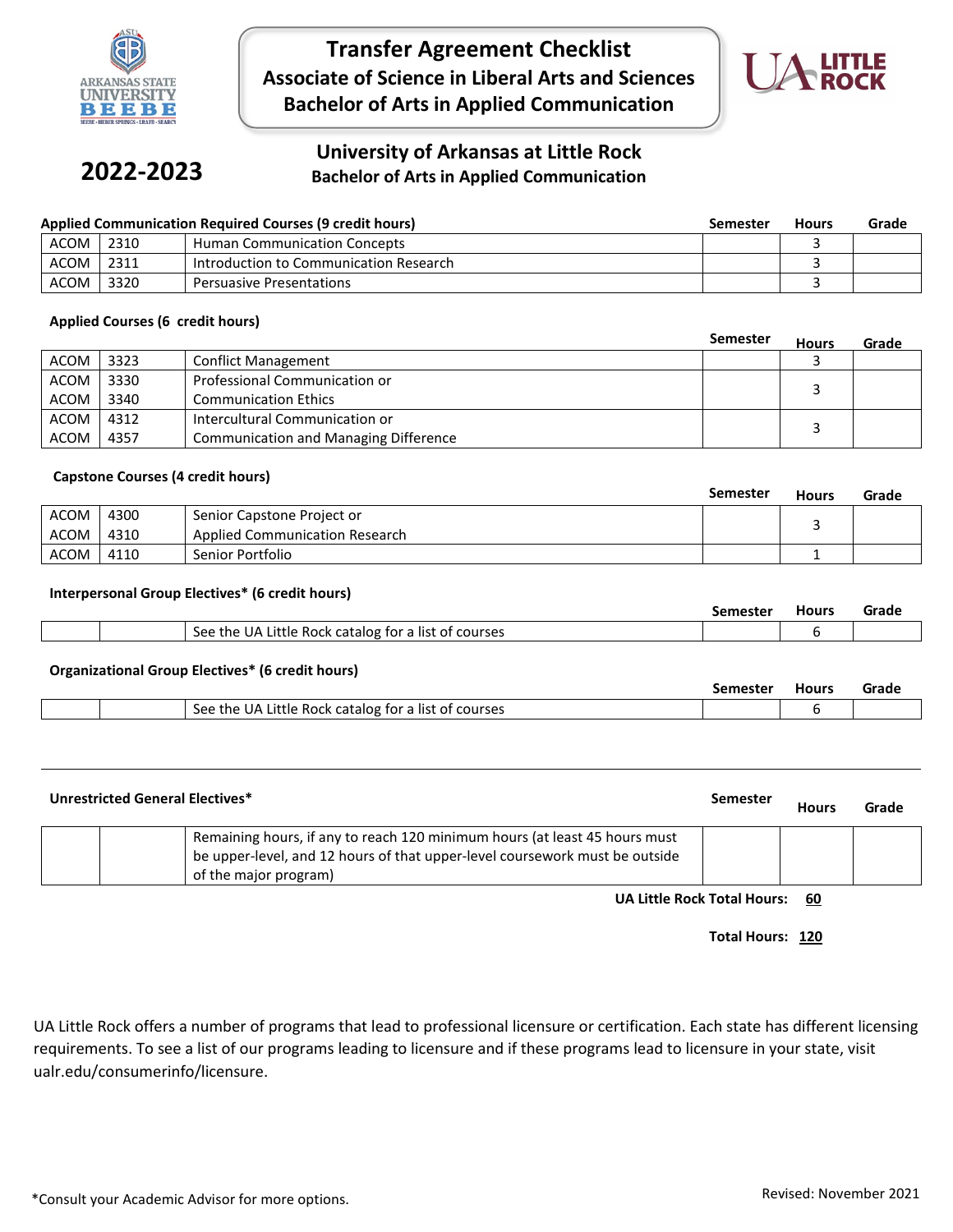# Transfer Agreement Checklist

## Associate of Science in Liberal Arts and Sciences

## Bachelor of Arts in Applied Communication

**2022-2023**

## University of Arkansas at Little Rock

### Bachelor of Arts in Applied Communication

**Applied Communication Required Courses (9 credit hours)**

| | | | Semester | Hours | Grade |
|---|---|---|---|---|---|
| ACOM | 2310 | Human Communication Concepts | | 3 | |
| ACOM | 2311 | Introduction to Communication Research | | 3 | |
| ACOM | 3320 | Persuasive Presentations | | 3 | |

**Applied Courses (6 credit hours)**

| | | | Semester | Hours | Grade |
|---|---|---|---|---|---|
| ACOM | 3323 | Conflict Management | | 3 | |
| ACOM<br>ACOM | 3330<br>3340 | Professional Communication or<br>Communication Ethics | | 3 | |
| ACOM<br>ACOM | 4312<br>4357 | Intercultural Communication or<br>Communication and Managing Difference | | 3 | |

**Capstone Courses (4 credit hours)**

| | | | Semester | Hours | Grade |
|---|---|---|---|---|---|
| ACOM<br>ACOM | 4300<br>4310 | Senior Capstone Project or<br>Applied Communication Research | | 3 | |
| ACOM | 4110 | Senior Portfolio | | 1 | |

**Interpersonal Group Electives* (6 credit hours)**

| | | | Semester | Hours | Grade |
|---|---|---|---|---|---|
| | | See the UA Little Rock catalog for a list of courses | | 6 | |

**Organizational Group Electives* (6 credit hours)**

| | | | Semester | Hours | Grade |
|---|---|---|---|---|---|
| | | See the UA Little Rock catalog for a list of courses | | 6 | |

**Unrestricted General Electives***

| | | | Semester | Hours | Grade |
|---|---|---|---|---|---|
| | | Remaining hours, if any to reach 120 minimum hours (at least 45 hours must be upper-level, and 12 hours of that upper-level coursework must be outside of the major program) | | | |

**UA Little Rock Total Hours: 60**

**Total Hours: 120**

UA Little Rock offers a number of programs that lead to professional licensure or certification. Each state has different licensing requirements. To see a list of our programs leading to licensure and if these programs lead to licensure in your state, visit ualr.edu/consumerinfo/licensure.

*Consult your Academic Advisor for more options.

Revised: November 2021